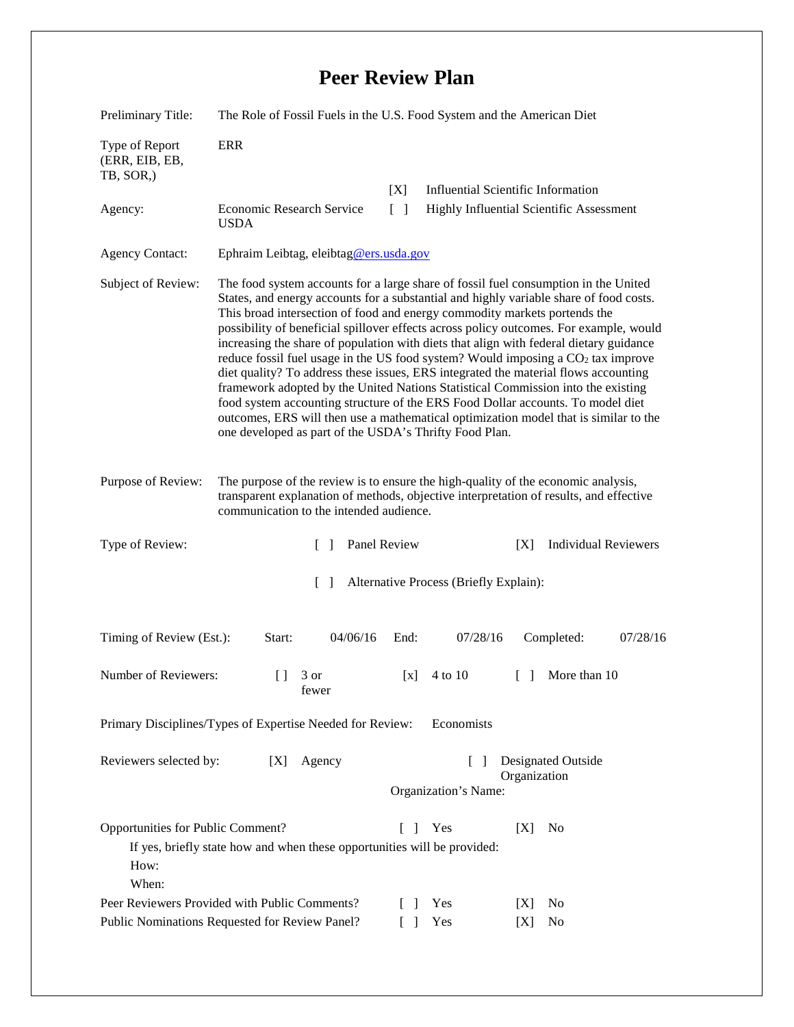# Peer Review Plan

Preliminary Title: The Role of Fossil Fuels in the U.S. Food System and the American Diet

Type of Report (ERR, EIB, EB, TB, SOR,): ERR

[X] Influential Scientific Information

Agency: Economic Research Service USDA

[ ] Highly Influential Scientific Assessment

Agency Contact: Ephraim Leibtag, eleibtag@ers.usda.gov

Subject of Review: The food system accounts for a large share of fossil fuel consumption in the United States, and energy accounts for a substantial and highly variable share of food costs. This broad intersection of food and energy commodity markets portends the possibility of beneficial spillover effects across policy outcomes. For example, would increasing the share of population with diets that align with federal dietary guidance reduce fossil fuel usage in the US food system? Would imposing a $CO_2$ tax improve diet quality? To address these issues, ERS integrated the material flows accounting framework adopted by the United Nations Statistical Commission into the existing food system accounting structure of the ERS Food Dollar accounts. To model diet outcomes, ERS will then use a mathematical optimization model that is similar to the one developed as part of the USDA's Thrifty Food Plan.

Purpose of Review: The purpose of the review is to ensure the high-quality of the economic analysis, transparent explanation of methods, objective interpretation of results, and effective communication to the intended audience.

Type of Review: [ ] Panel Review [X] Individual Reviewers

[ ] Alternative Process (Briefly Explain):

Timing of Review (Est.): Start: 04/06/16 End: 07/28/16 Completed: 07/28/16

Number of Reviewers: [] 3 or fewer [x] 4 to 10 [ ] More than 10

Primary Disciplines/Types of Expertise Needed for Review: Economists

Reviewers selected by: [X] Agency [ ] Designated Outside Organization

Organization's Name:

Opportunities for Public Comment? [ ] Yes [X] No

If yes, briefly state how and when these opportunities will be provided:

How:

When:

Peer Reviewers Provided with Public Comments? [ ] Yes [X] No

Public Nominations Requested for Review Panel? [ ] Yes [X] No